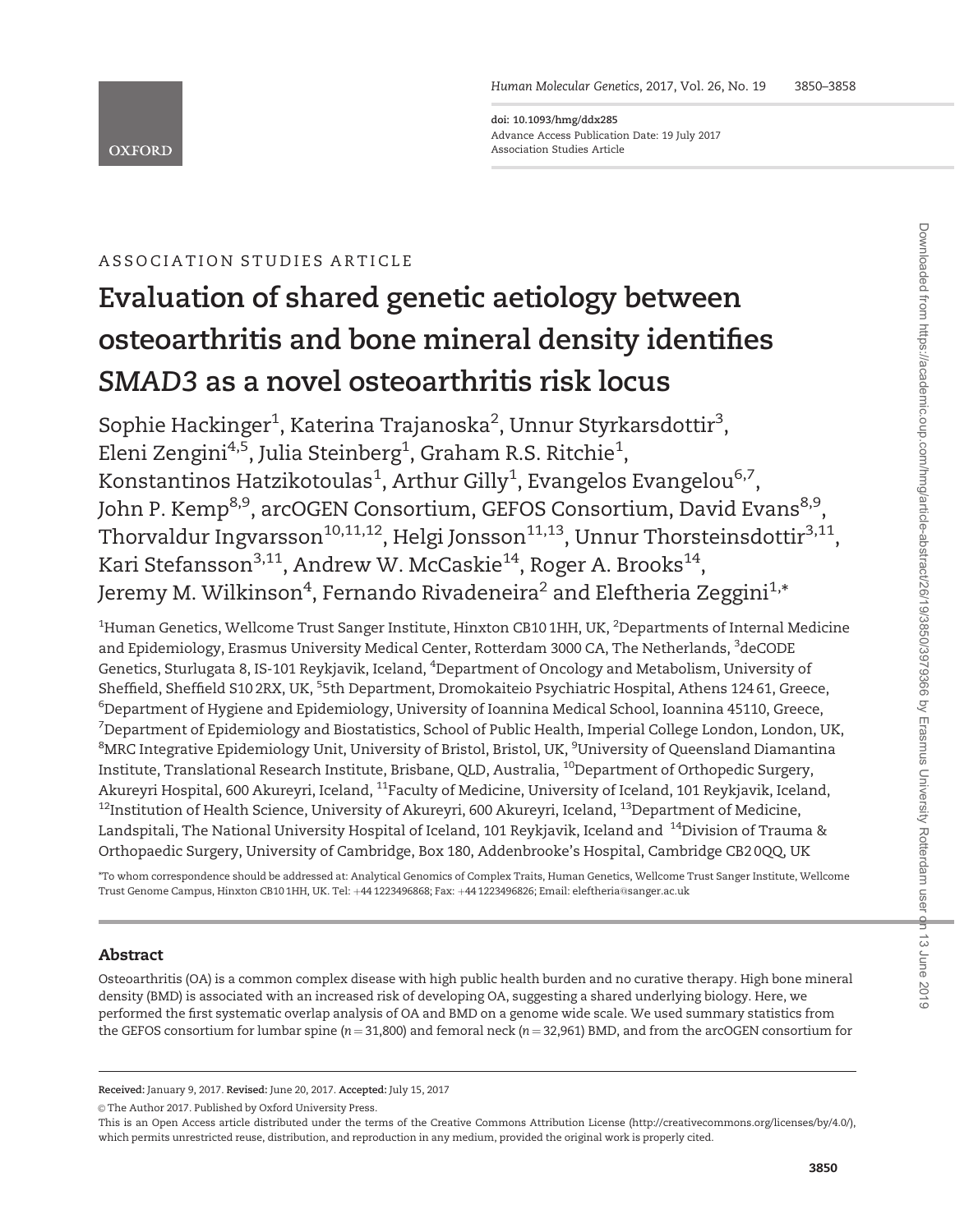ASSOCIATION STUDIES ARTICLE

# Evaluation of shared genetic aetiology between osteoarthritis and bone mineral density identifies *SMAD3* as a novel osteoarthritis risk locus

Sophie Hackinger[1], Katerina Trajanoska[2], Unnur Styrkarsdottir[3], Eleni Zengini[4,5], Julia Steinberg[1], Graham R.S. Ritchie[1], Konstantinos Hatzikotoulas[1], Arthur Gilly[1], Evangelos Evangelou[6,7], John P. Kemp[8,9], arcOGEN Consortium, GEFOS Consortium, David Evans[8,9], Thorvaldur Ingvarsson[10,11,12], Helgi Jonsson[11,13], Unnur Thorsteinsdottir[3,11], Kari Stefansson[3,11], Andrew W. McCaskie[14], Roger A. Brooks[14], Jeremy M. Wilkinson[4], Fernando Rivadeneira[2] and Eleftheria Zeggini[1,*]

[1]Human Genetics, Wellcome Trust Sanger Institute, Hinxton CB10 1HH, UK, [2]Departments of Internal Medicine and Epidemiology, Erasmus University Medical Center, Rotterdam 3000 CA, The Netherlands, [3]deCODE Genetics, Sturlugata 8, IS-101 Reykjavik, Iceland, [4]Department of Oncology and Metabolism, University of Sheffield, Sheffield S10 2RX, UK, [5]5th Department, Dromokaiteio Psychiatric Hospital, Athens 124 61, Greece, [6]Department of Hygiene and Epidemiology, University of Ioannina Medical School, Ioannina 45110, Greece, [7]Department of Epidemiology and Biostatistics, School of Public Health, Imperial College London, London, UK, [8]MRC Integrative Epidemiology Unit, University of Bristol, Bristol, UK, [9]University of Queensland Diamantina Institute, Translational Research Institute, Brisbane, QLD, Australia, [10]Department of Orthopedic Surgery, Akureyri Hospital, 600 Akureyri, Iceland, [11]Faculty of Medicine, University of Iceland, 101 Reykjavik, Iceland, [12]Institution of Health Science, University of Akureyri, 600 Akureyri, Iceland, [13]Department of Medicine, Landspitali, The National University Hospital of Iceland, 101 Reykjavik, Iceland and [14]Division of Trauma & Orthopaedic Surgery, University of Cambridge, Box 180, Addenbrooke's Hospital, Cambridge CB2 0QQ, UK

*To whom correspondence should be addressed at: Analytical Genomics of Complex Traits, Human Genetics, Wellcome Trust Sanger Institute, Wellcome Trust Genome Campus, Hinxton CB10 1HH, UK. Tel: +44 1223496868; Fax: +44 1223496826; Email: eleftheria@sanger.ac.uk

## Abstract

Osteoarthritis (OA) is a common complex disease with high public health burden and no curative therapy. High bone mineral density (BMD) is associated with an increased risk of developing OA, suggesting a shared underlying biology. Here, we performed the first systematic overlap analysis of OA and BMD on a genome wide scale. We used summary statistics from the GEFOS consortium for lumbar spine ($n = 31{,}800$) and femoral neck ($n = 32{,}961$) BMD, and from the arcOGEN consortium for

**Received:** January 9, 2017. **Revised:** June 20, 2017. **Accepted:** July 15, 2017

© The Author 2017. Published by Oxford University Press.

This is an Open Access article distributed under the terms of the Creative Commons Attribution License (http://creativecommons.org/licenses/by/4.0/), which permits unrestricted reuse, distribution, and reproduction in any medium, provided the original work is properly cited.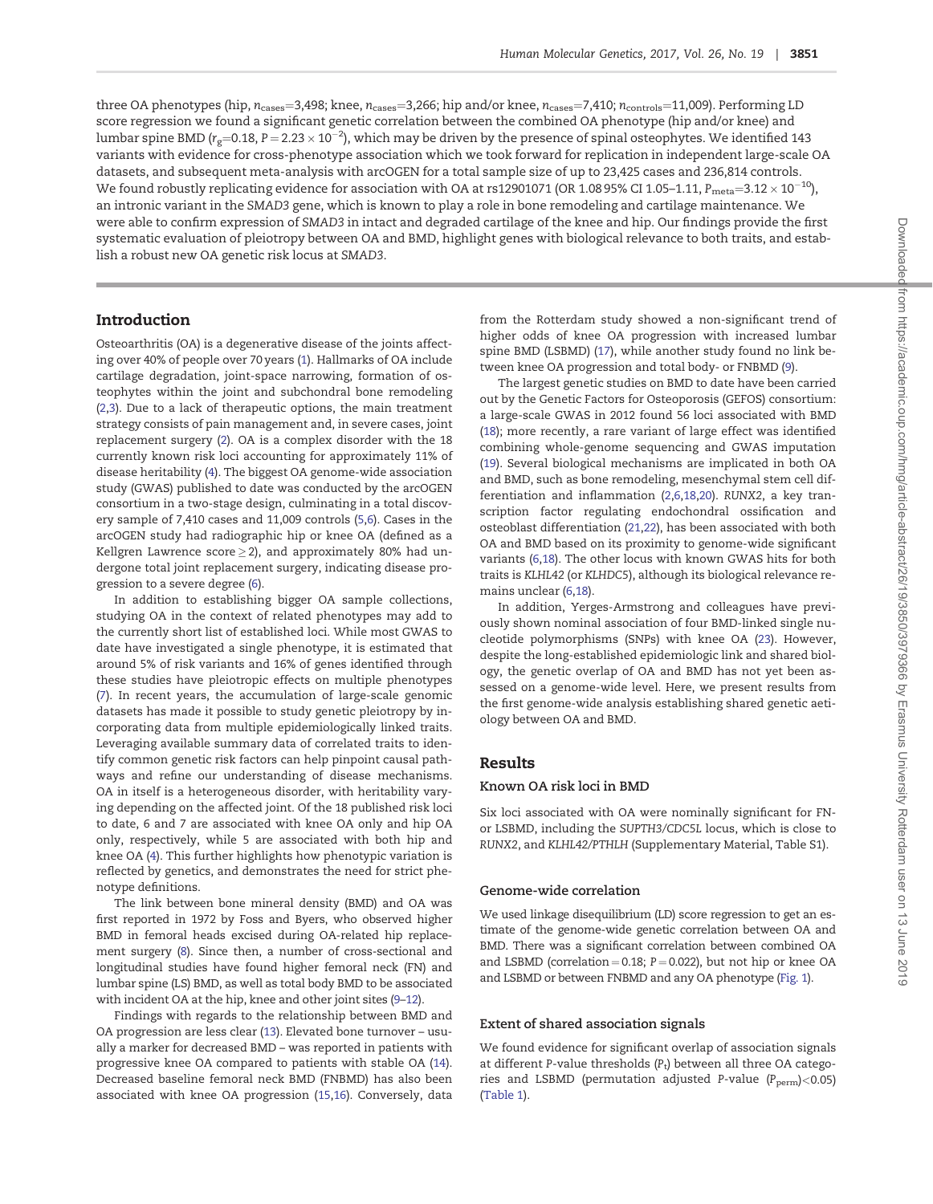three OA phenotypes (hip, $n_{cases}$=3,498; knee, $n_{cases}$=3,266; hip and/or knee, $n_{cases}$=7,410; $n_{controls}$=11,009). Performing LD score regression we found a significant genetic correlation between the combined OA phenotype (hip and/or knee) and lumbar spine BMD ($r_g$=0.18, $P = 2.23 \times 10^{-2}$), which may be driven by the presence of spinal osteophytes. We identified 143 variants with evidence for cross-phenotype association which we took forward for replication in independent large-scale OA datasets, and subsequent meta-analysis with arcOGEN for a total sample size of up to 23,425 cases and 236,814 controls. We found robustly replicating evidence for association with OA at rs12901071 (OR 1.08 95% CI 1.05–1.11, $P_{meta}$=$3.12 \times 10^{-10}$), an intronic variant in the *SMAD3* gene, which is known to play a role in bone remodeling and cartilage maintenance. We were able to confirm expression of *SMAD3* in intact and degraded cartilage of the knee and hip. Our findings provide the first systematic evaluation of pleiotropy between OA and BMD, highlight genes with biological relevance to both traits, and establish a robust new OA genetic risk locus at *SMAD3*.

## Introduction

Osteoarthritis (OA) is a degenerative disease of the joints affecting over 40% of people over 70 years (1). Hallmarks of OA include cartilage degradation, joint-space narrowing, formation of osteophytes within the joint and subchondral bone remodeling (2,3). Due to a lack of therapeutic options, the main treatment strategy consists of pain management and, in severe cases, joint replacement surgery (2). OA is a complex disorder with the 18 currently known risk loci accounting for approximately 11% of disease heritability (4). The biggest OA genome-wide association study (GWAS) published to date was conducted by the arcOGEN consortium in a two-stage design, culminating in a total discovery sample of 7,410 cases and 11,009 controls (5,6). Cases in the arcOGEN study had radiographic hip or knee OA (defined as a Kellgren Lawrence score ≥ 2), and approximately 80% had undergone total joint replacement surgery, indicating disease progression to a severe degree (6).

In addition to establishing bigger OA sample collections, studying OA in the context of related phenotypes may add to the currently short list of established loci. While most GWAS to date have investigated a single phenotype, it is estimated that around 5% of risk variants and 16% of genes identified through these studies have pleiotropic effects on multiple phenotypes (7). In recent years, the accumulation of large-scale genomic datasets has made it possible to study genetic pleiotropy by incorporating data from multiple epidemiologically linked traits. Leveraging available summary data of correlated traits to identify common genetic risk factors can help pinpoint causal pathways and refine our understanding of disease mechanisms. OA in itself is a heterogeneous disorder, with heritability varying depending on the affected joint. Of the 18 published risk loci to date, 6 and 7 are associated with knee OA only and hip OA only, respectively, while 5 are associated with both hip and knee OA (4). This further highlights how phenotypic variation is reflected by genetics, and demonstrates the need for strict phenotype definitions.

The link between bone mineral density (BMD) and OA was first reported in 1972 by Foss and Byers, who observed higher BMD in femoral heads excised during OA-related hip replacement surgery (8). Since then, a number of cross-sectional and longitudinal studies have found higher femoral neck (FN) and lumbar spine (LS) BMD, as well as total body BMD to be associated with incident OA at the hip, knee and other joint sites (9–12).

Findings with regards to the relationship between BMD and OA progression are less clear (13). Elevated bone turnover – usually a marker for decreased BMD – was reported in patients with progressive knee OA compared to patients with stable OA (14). Decreased baseline femoral neck BMD (FNBMD) has also been associated with knee OA progression (15,16). Conversely, data from the Rotterdam study showed a non-significant trend of higher odds of knee OA progression with increased lumbar spine BMD (LSBMD) (17), while another study found no link between knee OA progression and total body- or FNBMD (9).

The largest genetic studies on BMD to date have been carried out by the Genetic Factors for Osteoporosis (GEFOS) consortium: a large-scale GWAS in 2012 found 56 loci associated with BMD (18); more recently, a rare variant of large effect was identified combining whole-genome sequencing and GWAS imputation (19). Several biological mechanisms are implicated in both OA and BMD, such as bone remodeling, mesenchymal stem cell differentiation and inflammation (2,6,18,20). *RUNX2*, a key transcription factor regulating endochondral ossification and osteoblast differentiation (21,22), has been associated with both OA and BMD based on its proximity to genome-wide significant variants (6,18). The other locus with known GWAS hits for both traits is *KLHL42* (or *KLHDC5*), although its biological relevance remains unclear (6,18).

In addition, Yerges-Armstrong and colleagues have previously shown nominal association of four BMD-linked single nucleotide polymorphisms (SNPs) with knee OA (23). However, despite the long-established epidemiologic link and shared biology, the genetic overlap of OA and BMD has not yet been assessed on a genome-wide level. Here, we present results from the first genome-wide analysis establishing shared genetic aetiology between OA and BMD.

## Results

### Known OA risk loci in BMD

Six loci associated with OA were nominally significant for FN- or LSBMD, including the *SUPTH3/CDC5L* locus, which is close to *RUNX2*, and *KLHL42/PTHLH* (Supplementary Material, Table S1).

### Genome-wide correlation

We used linkage disequilibrium (LD) score regression to get an estimate of the genome-wide genetic correlation between OA and BMD. There was a significant correlation between combined OA and LSBMD (correlation = 0.18; $P = 0.022$), but not hip or knee OA and LSBMD or between FNBMD and any OA phenotype (Fig. 1).

### Extent of shared association signals

We found evidence for significant overlap of association signals at different P-value thresholds ($P_t$) between all three OA categories and LSBMD (permutation adjusted P-value ($P_{perm}$)<0.05) (Table 1).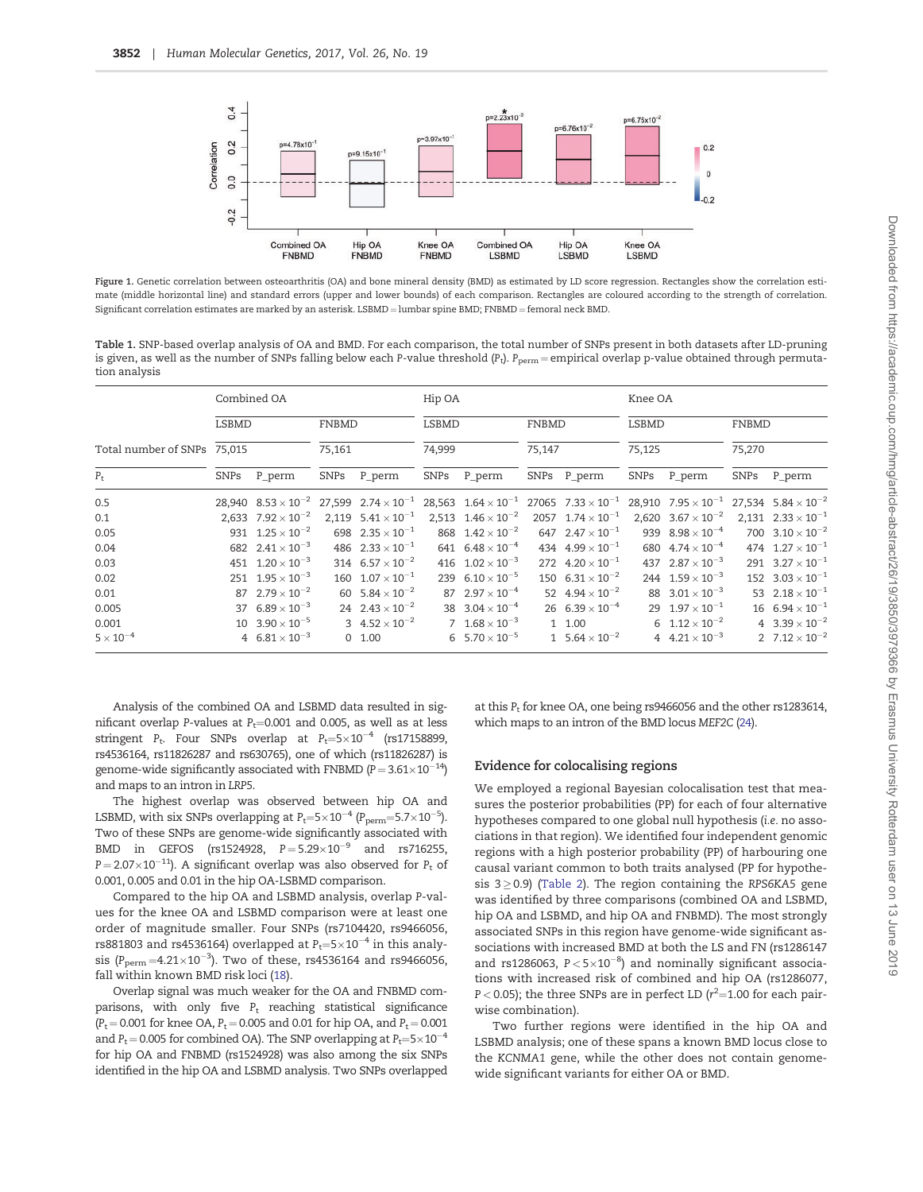Figure 1. Genetic correlation between osteoarthritis (OA) and bone mineral density (BMD) as estimated by LD score regression. Rectangles show the correlation estimate (middle horizontal line) and standard errors (upper and lower bounds) of each comparison. Rectangles are coloured according to the strength of correlation. Significant correlation estimates are marked by an asterisk. LSBMD = lumbar spine BMD; FNBMD = femoral neck BMD.

Table 1. SNP-based overlap analysis of OA and BMD. For each comparison, the total number of SNPs present in both datasets after LD-pruning is given, as well as the number of SNPs falling below each P-value threshold ($P_t$). $P_{perm}$ = empirical overlap p-value obtained through permutation analysis

| | Combined OA | | | | Hip OA | | | | Knee OA | | | |
|---|---|---|---|---|---|---|---|---|---|---|---|---|
| | LSBMD | | FNBMD | | LSBMD | | FNBMD | | LSBMD | | FNBMD | |
| Total number of SNPs | 75,015 | | 75,161 | | 74,999 | | 75,147 | | 75,125 | | 75,270 | |
| $P_t$ | SNPs | P_perm | SNPs | P_perm | SNPs | P_perm | SNPs | P_perm | SNPs | P_perm | SNPs | P_perm |
| 0.5 | 28,940 | $8.53 \times 10^{-2}$ | 27,599 | $2.74 \times 10^{-1}$ | 28,563 | $1.64 \times 10^{-1}$ | 27065 | $7.33 \times 10^{-1}$ | 28,910 | $7.95 \times 10^{-1}$ | 27,534 | $5.84 \times 10^{-2}$ |
| 0.1 | 2,633 | $7.92 \times 10^{-2}$ | 2,119 | $5.41 \times 10^{-1}$ | 2,513 | $1.46 \times 10^{-2}$ | 2057 | $1.74 \times 10^{-1}$ | 2,620 | $3.67 \times 10^{-2}$ | 2,131 | $2.33 \times 10^{-1}$ |
| 0.05 | 931 | $1.25 \times 10^{-2}$ | 698 | $2.35 \times 10^{-1}$ | 868 | $1.42 \times 10^{-2}$ | 647 | $2.47 \times 10^{-1}$ | 939 | $8.98 \times 10^{-4}$ | 700 | $3.10 \times 10^{-2}$ |
| 0.04 | 682 | $2.41 \times 10^{-3}$ | 486 | $2.33 \times 10^{-1}$ | 641 | $6.48 \times 10^{-4}$ | 434 | $4.99 \times 10^{-1}$ | 680 | $4.74 \times 10^{-4}$ | 474 | $1.27 \times 10^{-1}$ |
| 0.03 | 451 | $1.20 \times 10^{-3}$ | 314 | $6.57 \times 10^{-2}$ | 416 | $1.02 \times 10^{-3}$ | 272 | $4.20 \times 10^{-1}$ | 437 | $2.87 \times 10^{-3}$ | 291 | $3.27 \times 10^{-1}$ |
| 0.02 | 251 | $1.95 \times 10^{-3}$ | 160 | $1.07 \times 10^{-1}$ | 239 | $6.10 \times 10^{-5}$ | 150 | $6.31 \times 10^{-2}$ | 244 | $1.59 \times 10^{-3}$ | 152 | $3.03 \times 10^{-1}$ |
| 0.01 | 87 | $2.79 \times 10^{-2}$ | 60 | $5.84 \times 10^{-2}$ | 87 | $2.97 \times 10^{-4}$ | 52 | $4.94 \times 10^{-2}$ | 88 | $3.01 \times 10^{-3}$ | 53 | $2.18 \times 10^{-1}$ |
| 0.005 | 37 | $6.89 \times 10^{-3}$ | 24 | $2.43 \times 10^{-2}$ | 38 | $3.04 \times 10^{-4}$ | 26 | $6.39 \times 10^{-4}$ | 29 | $1.97 \times 10^{-1}$ | 16 | $6.94 \times 10^{-1}$ |
| 0.001 | 10 | $3.90 \times 10^{-5}$ | 3 | $4.52 \times 10^{-2}$ | 7 | $1.68 \times 10^{-3}$ | 1 | 1.00 | 6 | $1.12 \times 10^{-2}$ | 4 | $3.39 \times 10^{-2}$ |
| $5 \times 10^{-4}$ | 4 | $6.81 \times 10^{-3}$ | 0 | 1.00 | 6 | $5.70 \times 10^{-5}$ | 1 | $5.64 \times 10^{-2}$ | 4 | $4.21 \times 10^{-3}$ | 2 | $7.12 \times 10^{-2}$ |

Analysis of the combined OA and LSBMD data resulted in significant overlap P-values at $P_t$=0.001 and 0.005, as well as at less stringent $P_t$. Four SNPs overlap at $P_t$=$5\times10^{-4}$ (rs17158899, rs4536164, rs11826287 and rs630765), one of which (rs11826287) is genome-wide significantly associated with FNBMD ($P = 3.61\times10^{-14}$) and maps to an intron in *LRP5*.

The highest overlap was observed between hip OA and LSBMD, with six SNPs overlapping at $P_t$=$5\times10^{-4}$ ($P_{perm}$=$5.7\times10^{-5}$). Two of these SNPs are genome-wide significantly associated with BMD in GEFOS (rs1524928, $P = 5.29\times10^{-9}$ and rs716255, $P = 2.07\times10^{-11}$). A significant overlap was also observed for $P_t$ of 0.001, 0.005 and 0.01 in the hip OA-LSBMD comparison.

Compared to the hip OA and LSBMD analysis, overlap P-values for the knee OA and LSBMD comparison were at least one order of magnitude smaller. Four SNPs (rs7104420, rs9466056, rs881803 and rs4536164) overlapped at $P_t$=$5\times10^{-4}$ in this analysis ($P_{perm}$ =$4.21\times10^{-3}$). Two of these, rs4536164 and rs9466056, fall within known BMD risk loci (18).

Overlap signal was much weaker for the OA and FNBMD comparisons, with only five $P_t$ reaching statistical significance ($P_t$ = 0.001 for knee OA, $P_t$ = 0.005 and 0.01 for hip OA, and $P_t$ = 0.001 and $P_t$ = 0.005 for combined OA). The SNP overlapping at $P_t$=$5\times10^{-4}$ for hip OA and FNBMD (rs1524928) was also among the six SNPs identified in the hip OA and LSBMD analysis. Two SNPs overlapped at this $P_t$ for knee OA, one being rs9466056 and the other rs1283614, which maps to an intron of the BMD locus *MEF2C* (24).

## Evidence for colocalising regions

We employed a regional Bayesian colocalisation test that measures the posterior probabilities (PP) for each of four alternative hypotheses compared to one global null hypothesis (*i.e.* no associations in that region). We identified four independent genomic regions with a high posterior probability (PP) of harbouring one causal variant common to both traits analysed (PP for hypothesis 3 ≥ 0.9) (Table 2). The region containing the *RPS6KA5* gene was identified by three comparisons (combined OA and LSBMD, hip OA and LSBMD, and hip OA and FNBMD). The most strongly associated SNPs in this region have genome-wide significant associations with increased BMD at both the LS and FN (rs1286147 and rs1286063, $P < 5\times10^{-8}$) and nominally significant associations with increased risk of combined and hip OA (rs1286077, $P < 0.05$); the three SNPs are in perfect LD ($r^2$=1.00 for each pairwise combination).

Two further regions were identified in the hip OA and LSBMD analysis; one of these spans a known BMD locus close to the *KCNMA1* gene, while the other does not contain genome-wide significant variants for either OA or BMD.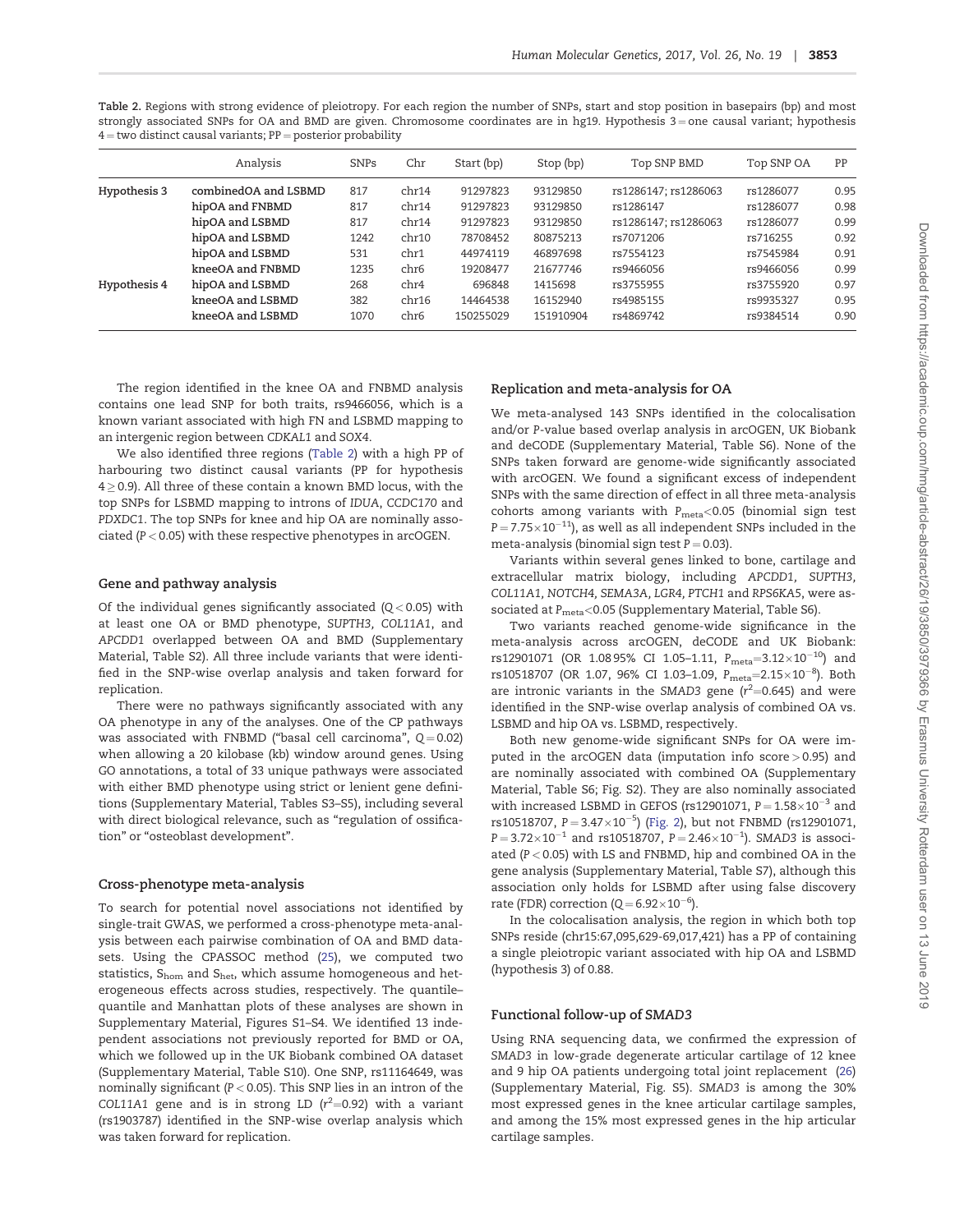**Table 2.** Regions with strong evidence of pleiotropy. For each region the number of SNPs, start and stop position in basepairs (bp) and most strongly associated SNPs for OA and BMD are given. Chromosome coordinates are in hg19. Hypothesis 3 = one causal variant; hypothesis 4 = two distinct causal variants; PP = posterior probability

| | Analysis | SNPs | Chr | Start (bp) | Stop (bp) | Top SNP BMD | Top SNP OA | PP |
|---|---|---|---|---|---|---|---|---|
| Hypothesis 3 | combinedOA and LSBMD | 817 | chr14 | 91297823 | 93129850 | rs1286147; rs1286063 | rs1286077 | 0.95 |
| | hipOA and FNBMD | 817 | chr14 | 91297823 | 93129850 | rs1286147 | rs1286077 | 0.98 |
| | hipOA and LSBMD | 817 | chr14 | 91297823 | 93129850 | rs1286147; rs1286063 | rs1286077 | 0.99 |
| | hipOA and LSBMD | 1242 | chr10 | 78708452 | 80875213 | rs7071206 | rs716255 | 0.92 |
| | hipOA and LSBMD | 531 | chr1 | 44974119 | 46897698 | rs7554123 | rs7545984 | 0.91 |
| | kneeOA and FNBMD | 1235 | chr6 | 19208477 | 21677746 | rs9466056 | rs9466056 | 0.99 |
| Hypothesis 4 | hipOA and LSBMD | 268 | chr4 | 696848 | 1415698 | rs3755955 | rs3755920 | 0.97 |
| | kneeOA and LSBMD | 382 | chr16 | 14464538 | 16152940 | rs4985155 | rs9935327 | 0.95 |
| | kneeOA and LSBMD | 1070 | chr6 | 150255029 | 151910904 | rs4869742 | rs9384514 | 0.90 |

The region identified in the knee OA and FNBMD analysis contains one lead SNP for both traits, rs9466056, which is a known variant associated with high FN and LSBMD mapping to an intergenic region between *CDKAL1* and *SOX4*.

We also identified three regions (Table 2) with a high PP of harbouring two distinct causal variants (PP for hypothesis $4 \geq 0.9$). All three of these contain a known BMD locus, with the top SNPs for LSBMD mapping to introns of *IDUA*, *CCDC170* and *PDXDC1*. The top SNPs for knee and hip OA are nominally associated ($P < 0.05$) with these respective phenotypes in arcOGEN.

### Gene and pathway analysis

Of the individual genes significantly associated ($Q < 0.05$) with at least one OA or BMD phenotype, *SUPTH3*, *COL11A1*, and *APCDD1* overlapped between OA and BMD (Supplementary Material, Table S2). All three include variants that were identified in the SNP-wise overlap analysis and taken forward for replication.

There were no pathways significantly associated with any OA phenotype in any of the analyses. One of the CP pathways was associated with FNBMD ("basal cell carcinoma", $Q = 0.02$) when allowing a 20 kilobase (kb) window around genes. Using GO annotations, a total of 33 unique pathways were associated with either BMD phenotype using strict or lenient gene definitions (Supplementary Material, Tables S3–S5), including several with direct biological relevance, such as "regulation of ossification" or "osteoblast development".

### Cross-phenotype meta-analysis

To search for potential novel associations not identified by single-trait GWAS, we performed a cross-phenotype meta-analysis between each pairwise combination of OA and BMD datasets. Using the CPASSOC method (25), we computed two statistics, $S_{hom}$ and $S_{het}$, which assume homogeneous and heterogeneous effects across studies, respectively. The quantile–quantile and Manhattan plots of these analyses are shown in Supplementary Material, Figures S1–S4. We identified 13 independent associations not previously reported for BMD or OA, which we followed up in the UK Biobank combined OA dataset (Supplementary Material, Table S10). One SNP, rs11164649, was nominally significant ($P < 0.05$). This SNP lies in an intron of the *COL11A1* gene and is in strong LD ($r^2$=0.92) with a variant (rs1903787) identified in the SNP-wise overlap analysis which was taken forward for replication.

### Replication and meta-analysis for OA

We meta-analysed 143 SNPs identified in the colocalisation and/or *P*-value based overlap analysis in arcOGEN, UK Biobank and deCODE (Supplementary Material, Table S6). None of the SNPs taken forward are genome-wide significantly associated with arcOGEN. We found a significant excess of independent SNPs with the same direction of effect in all three meta-analysis cohorts among variants with $P_{meta}$<0.05 (binomial sign test $P = 7.75\times10^{-11}$), as well as all independent SNPs included in the meta-analysis (binomial sign test $P = 0.03$).

Variants within several genes linked to bone, cartilage and extracellular matrix biology, including *APCDD1*, *SUPTH3*, *COL11A1*, *NOTCH4*, *SEMA3A*, *LGR4*, *PTCH1* and *RPS6KA5*, were associated at $P_{meta}$<0.05 (Supplementary Material, Table S6).

Two variants reached genome-wide significance in the meta-analysis across arcOGEN, deCODE and UK Biobank: rs12901071 (OR 1.08 95% CI 1.05–1.11, $P_{meta}$=$3.12\times10^{-10}$) and rs10518707 (OR 1.07, 96% CI 1.03–1.09, $P_{meta}$=$2.15\times10^{-8}$). Both are intronic variants in the *SMAD3* gene ($r^2$=0.645) and were identified in the SNP-wise overlap analysis of combined OA vs. LSBMD and hip OA vs. LSBMD, respectively.

Both new genome-wide significant SNPs for OA were imputed in the arcOGEN data (imputation info score > 0.95) and are nominally associated with combined OA (Supplementary Material, Table S6; Fig. S2). They are also nominally associated with increased LSBMD in GEFOS (rs12901071, $P = 1.58\times10^{-3}$ and rs10518707, $P = 3.47\times10^{-5}$) (Fig. 2), but not FNBMD (rs12901071, $P = 3.72\times10^{-1}$ and rs10518707, $P = 2.46\times10^{-1}$). *SMAD3* is associated ($P < 0.05$) with LS and FNBMD, hip and combined OA in the gene analysis (Supplementary Material, Table S7), although this association only holds for LSBMD after using false discovery rate (FDR) correction ($Q = 6.92\times10^{-6}$).

In the colocalisation analysis, the region in which both top SNPs reside (chr15:67,095,629-69,017,421) has a PP of containing a single pleiotropic variant associated with hip OA and LSBMD (hypothesis 3) of 0.88.

### Functional follow-up of *SMAD3*

Using RNA sequencing data, we confirmed the expression of *SMAD3* in low-grade degenerate articular cartilage of 12 knee and 9 hip OA patients undergoing total joint replacement (26) (Supplementary Material, Fig. S5). *SMAD3* is among the 30% most expressed genes in the knee articular cartilage samples, and among the 15% most expressed genes in the hip articular cartilage samples.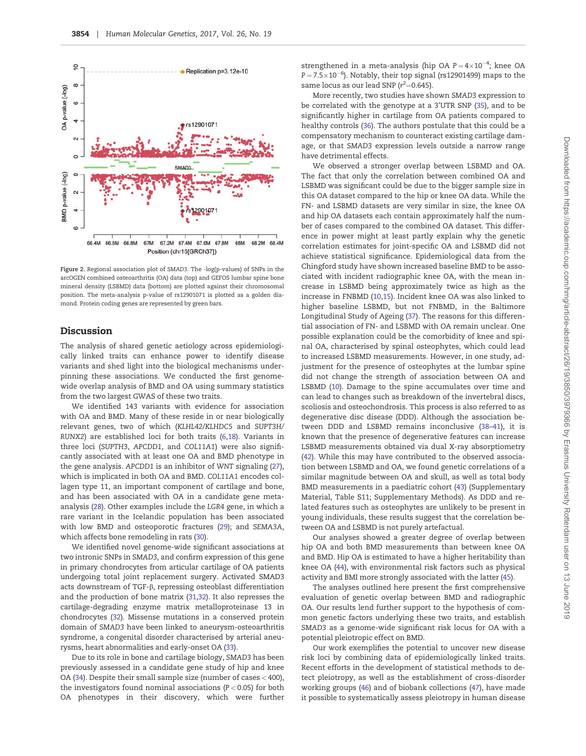Figure 2. Regional association plot of *SMAD3*. The -log(p-values) of SNPs in the arcOGEN combined osteoarthritis (OA) data (top) and GEFOS lumbar spine bone mineral density (LSBMD) data (bottom) are plotted against their chromosomal position. The meta-analysis p-value of rs12901071 is plotted as a golden diamond. Protein coding genes are represented by green bars.

## Discussion

The analysis of shared genetic aetiology across epidemiologically linked traits can enhance power to identify disease variants and shed light into the biological mechanisms underpinning these associations. We conducted the first genome-wide overlap analysis of BMD and OA using summary statistics from the two largest GWAS of these two traits.

We identified 143 variants with evidence for association with OA and BMD. Many of these reside in or near biologically relevant genes, two of which (*KLHL42/KLHDC5* and *SUPT3H/RUNX2*) are established loci for both traits (6,18). Variants in three loci (*SUPTH3*, *APCDD1*, and *COL11A1*) were also significantly associated with at least one OA and BMD phenotype in the gene analysis. *APCDD1* is an inhibitor of WNT signaling (27), which is implicated in both OA and BMD. *COL11A1* encodes collagen type 11, an important component of cartilage and bone, and has been associated with OA in a candidate gene meta-analysis (28). Other examples include the *LGR4* gene, in which a rare variant in the Icelandic population has been associated with low BMD and osteoporotic fractures (29); and *SEMA3A*, which affects bone remodeling in rats (30).

We identified novel genome-wide significant associations at two intronic SNPs in *SMAD3*, and confirm expression of this gene in primary chondrocytes from articular cartilage of OA patients undergoing total joint replacement surgery. Activated SMAD3 acts downstream of TGF-β, repressing osteoblast differentiation and the production of bone matrix (31,32). It also represses the cartilage-degrading enzyme matrix metalloproteinase 13 in chondrocytes (32). Missense mutations in a conserved protein domain of *SMAD3* have been linked to aneurysm-osteoarthritis syndrome, a congenital disorder characterised by arterial aneurysms, heart abnormalities and early-onset OA (33).

Due to its role in bone and cartilage biology, *SMAD3* has been previously assessed in a candidate gene study of hip and knee OA (34). Despite their small sample size (number of cases < 400), the investigators found nominal associations ($P < 0.05$) for both OA phenotypes in their discovery, which were further strengthened in a meta-analysis (hip OA $P = 4 \times 10^{-4}$; knee OA $P = 7.5 \times 10^{-6}$). Notably, their top signal (rs12901499) maps to the same locus as our lead SNP ($r^2 = 0.645$).

More recently, two studies have shown *SMAD3* expression to be correlated with the genotype at a 3'UTR SNP (35), and to be significantly higher in cartilage from OA patients compared to healthy controls (36). The authors postulate that this could be a compensatory mechanism to counteract existing cartilage damage, or that *SMAD3* expression levels outside a narrow range have detrimental effects.

We observed a stronger overlap between LSBMD and OA. The fact that only the correlation between combined OA and LSBMD was significant could be due to the bigger sample size in this OA dataset compared to the hip or knee OA data. While the FN- and LSBMD datasets are very similar in size, the knee OA and hip OA datasets each contain approximately half the number of cases compared to the combined OA dataset. This difference in power might at least partly explain why the genetic correlation estimates for joint-specific OA and LSBMD did not achieve statistical significance. Epidemiological data from the Chingford study have shown increased baseline BMD to be associated with incident radiographic knee OA, with the mean increase in LSBMD being approximately twice as high as the increase in FNBMD (10,15). Incident knee OA was also linked to higher baseline LSBMD, but not FNBMD, in the Baltimore Longitudinal Study of Ageing (37). The reasons for this differential association of FN- and LSBMD with OA remain unclear. One possible explanation could be the comorbidity of knee and spinal OA, characterised by spinal osteophytes, which could lead to increased LSBMD measurements. However, in one study, adjustment for the presence of osteophytes at the lumbar spine did not change the strength of association between OA and LSBMD (10). Damage to the spine accumulates over time and can lead to changes such as breakdown of the invertebral discs, scoliosis and osteochondrosis. This process is also referred to as degenerative disc disease (DDD). Although the association between DDD and LSBMD remains inconclusive (38–41), it is known that the presence of degenerative features can increase LSBMD measurements obtained via dual X-ray absorptiometry (42). While this may have contributed to the observed association between LSBMD and OA, we found genetic correlations of a similar magnitude between OA and skull, as well as total body BMD measurements in a paediatric cohort (43) (Supplementary Material, Table S11; Supplementary Methods). As DDD and related features such as osteophytes are unlikely to be present in young individuals, these results suggest that the correlation between OA and LSBMD is not purely artefactual.

Our analyses showed a greater degree of overlap between hip OA and both BMD measurements than between knee OA and BMD. Hip OA is estimated to have a higher heritability than knee OA (44), with environmental risk factors such as physical activity and BMI more strongly associated with the latter (45).

The analyses outlined here present the first comprehensive evaluation of genetic overlap between BMD and radiographic OA. Our results lend further support to the hypothesis of common genetic factors underlying these two traits, and establish *SMAD3* as a genome-wide significant risk locus for OA with a potential pleiotropic effect on BMD.

Our work exemplifies the potential to uncover new disease risk loci by combining data of epidemiologically linked traits. Recent efforts in the development of statistical methods to detect pleiotropy, as well as the establishment of cross-disorder working groups (46) and of biobank collections (47), have made it possible to systematically assess pleiotropy in human disease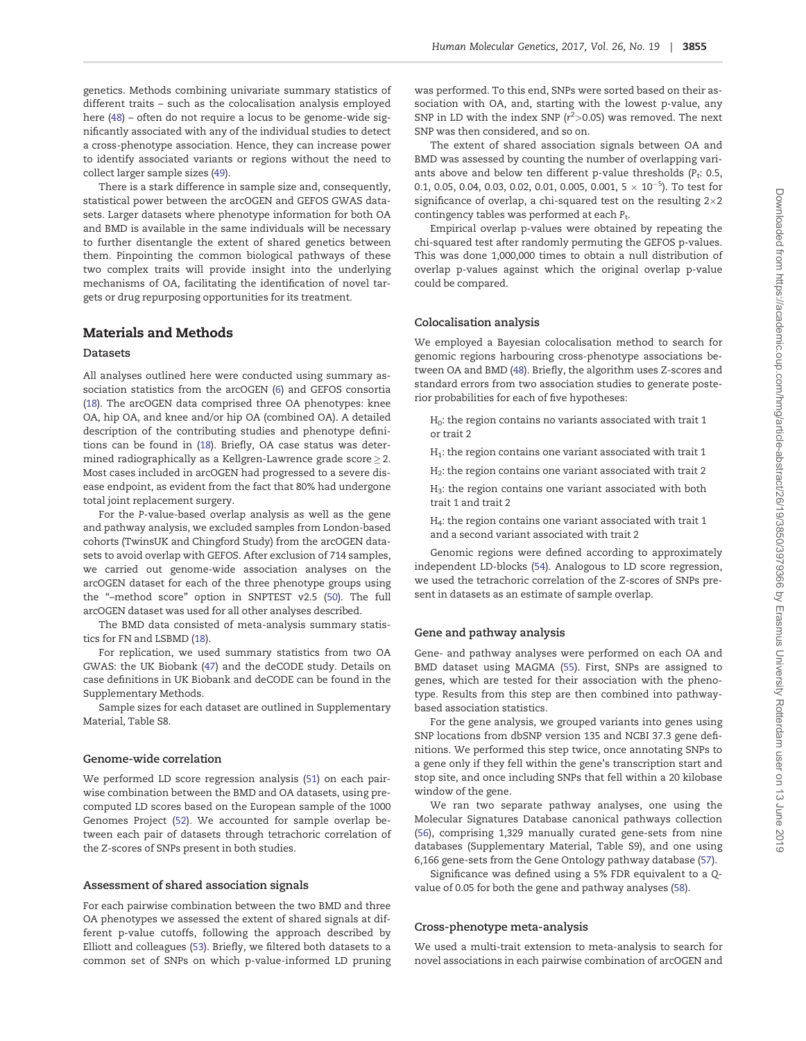genetics. Methods combining univariate summary statistics of different traits – such as the colocalisation analysis employed here (48) – often do not require a locus to be genome-wide significantly associated with any of the individual studies to detect a cross-phenotype association. Hence, they can increase power to identify associated variants or regions without the need to collect larger sample sizes (49).

There is a stark difference in sample size and, consequently, statistical power between the arcOGEN and GEFOS GWAS datasets. Larger datasets where phenotype information for both OA and BMD is available in the same individuals will be necessary to further disentangle the extent of shared genetics between them. Pinpointing the common biological pathways of these two complex traits will provide insight into the underlying mechanisms of OA, facilitating the identification of novel targets or drug repurposing opportunities for its treatment.

## Materials and Methods

### Datasets

All analyses outlined here were conducted using summary association statistics from the arcOGEN (6) and GEFOS consortia (18). The arcOGEN data comprised three OA phenotypes: knee OA, hip OA, and knee and/or hip OA (combined OA). A detailed description of the contributing studies and phenotype definitions can be found in (18). Briefly, OA case status was determined radiographically as a Kellgren-Lawrence grade score $\geq 2$. Most cases included in arcOGEN had progressed to a severe disease endpoint, as evident from the fact that 80% had undergone total joint replacement surgery.

For the *P*-value-based overlap analysis as well as the gene and pathway analysis, we excluded samples from London-based cohorts (TwinsUK and Chingford Study) from the arcOGEN datasets to avoid overlap with GEFOS. After exclusion of 714 samples, we carried out genome-wide association analyses on the arcOGEN dataset for each of the three phenotype groups using the "–method score" option in SNPTEST v2.5 (50). The full arcOGEN dataset was used for all other analyses described.

The BMD data consisted of meta-analysis summary statistics for FN and LSBMD (18).

For replication, we used summary statistics from two OA GWAS: the UK Biobank (47) and the deCODE study. Details on case definitions in UK Biobank and deCODE can be found in the Supplementary Methods.

Sample sizes for each dataset are outlined in Supplementary Material, Table S8.

### Genome-wide correlation

We performed LD score regression analysis (51) on each pairwise combination between the BMD and OA datasets, using precomputed LD scores based on the European sample of the 1000 Genomes Project (52). We accounted for sample overlap between each pair of datasets through tetrachoric correlation of the Z-scores of SNPs present in both studies.

### Assessment of shared association signals

For each pairwise combination between the two BMD and three OA phenotypes we assessed the extent of shared signals at different p-value cutoffs, following the approach described by Elliott and colleagues (53). Briefly, we filtered both datasets to a common set of SNPs on which p-value-informed LD pruning was performed. To this end, SNPs were sorted based on their association with OA, and, starting with the lowest p-value, any SNP in LD with the index SNP ($r^2 > 0.05$) was removed. The next SNP was then considered, and so on.

The extent of shared association signals between OA and BMD was assessed by counting the number of overlapping variants above and below ten different p-value thresholds ($P_t$: 0.5, 0.1, 0.05, 0.04, 0.03, 0.02, 0.01, 0.005, 0.001, $5 \times 10^{-5}$). To test for significance of overlap, a chi-squared test on the resulting $2 \times 2$ contingency tables was performed at each $P_t$.

Empirical overlap p-values were obtained by repeating the chi-squared test after randomly permuting the GEFOS p-values. This was done 1,000,000 times to obtain a null distribution of overlap p-values against which the original overlap p-value could be compared.

### Colocalisation analysis

We employed a Bayesian colocalisation method to search for genomic regions harbouring cross-phenotype associations between OA and BMD (48). Briefly, the algorithm uses Z-scores and standard errors from two association studies to generate posterior probabilities for each of five hypotheses:

$H_0$: the region contains no variants associated with trait 1 or trait 2

$H_1$: the region contains one variant associated with trait 1

$H_2$: the region contains one variant associated with trait 2

$H_3$: the region contains one variant associated with both trait 1 and trait 2

$H_4$: the region contains one variant associated with trait 1 and a second variant associated with trait 2

Genomic regions were defined according to approximately independent LD-blocks (54). Analogous to LD score regression, we used the tetrachoric correlation of the Z-scores of SNPs present in datasets as an estimate of sample overlap.

### Gene and pathway analysis

Gene- and pathway analyses were performed on each OA and BMD dataset using MAGMA (55). First, SNPs are assigned to genes, which are tested for their association with the phenotype. Results from this step are then combined into pathway-based association statistics.

For the gene analysis, we grouped variants into genes using SNP locations from dbSNP version 135 and NCBI 37.3 gene definitions. We performed this step twice, once annotating SNPs to a gene only if they fell within the gene's transcription start and stop site, and once including SNPs that fell within a 20 kilobase window of the gene.

We ran two separate pathway analyses, one using the Molecular Signatures Database canonical pathways collection (56), comprising 1,329 manually curated gene-sets from nine databases (Supplementary Material, Table S9), and one using 6,166 gene-sets from the Gene Ontology pathway database (57).

Significance was defined using a 5% FDR equivalent to a Q-value of 0.05 for both the gene and pathway analyses (58).

### Cross-phenotype meta-analysis

We used a multi-trait extension to meta-analysis to search for novel associations in each pairwise combination of arcOGEN and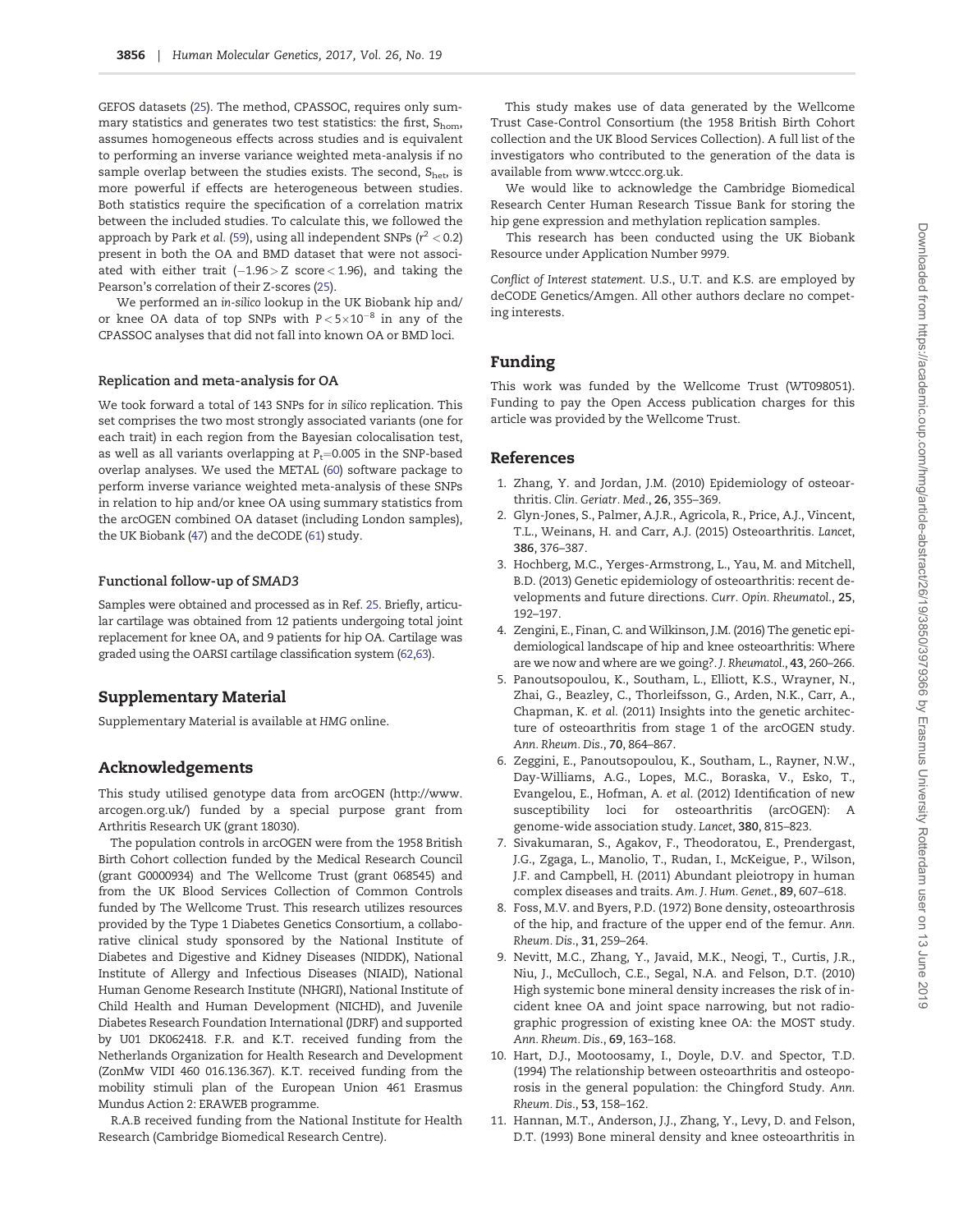GEFOS datasets (25). The method, CPASSOC, requires only summary statistics and generates two test statistics: the first, $S_{hom}$, assumes homogeneous effects across studies and is equivalent to performing an inverse variance weighted meta-analysis if no sample overlap between the studies exists. The second, $S_{het}$, is more powerful if effects are heterogeneous between studies. Both statistics require the specification of a correlation matrix between the included studies. To calculate this, we followed the approach by Park *et al.* (59), using all independent SNPs ($r^2 < 0.2$) present in both the OA and BMD dataset that were not associated with either trait ($-1.96 > Z$ score $< 1.96$), and taking the Pearson's correlation of their Z-scores (25).

We performed an *in-silico* lookup in the UK Biobank hip and/or knee OA data of top SNPs with $P < 5 \times 10^{-8}$ in any of the CPASSOC analyses that did not fall into known OA or BMD loci.

### Replication and meta-analysis for OA

We took forward a total of 143 SNPs for *in silico* replication. This set comprises the two most strongly associated variants (one for each trait) in each region from the Bayesian colocalisation test, as well as all variants overlapping at $P_t$=0.005 in the SNP-based overlap analyses. We used the METAL (60) software package to perform inverse variance weighted meta-analysis of these SNPs in relation to hip and/or knee OA using summary statistics from the arcOGEN combined OA dataset (including London samples), the UK Biobank (47) and the deCODE (61) study.

### Functional follow-up of *SMAD3*

Samples were obtained and processed as in Ref. 25. Briefly, articular cartilage was obtained from 12 patients undergoing total joint replacement for knee OA, and 9 patients for hip OA. Cartilage was graded using the OARSI cartilage classification system (62,63).

## Supplementary Material

Supplementary Material is available at *HMG* online.

## Acknowledgements

This study utilised genotype data from arcOGEN (http://www.arcogen.org.uk/) funded by a special purpose grant from Arthritis Research UK (grant 18030).

The population controls in arcOGEN were from the 1958 British Birth Cohort collection funded by the Medical Research Council (grant G0000934) and The Wellcome Trust (grant 068545) and from the UK Blood Services Collection of Common Controls funded by The Wellcome Trust. This research utilizes resources provided by the Type 1 Diabetes Genetics Consortium, a collaborative clinical study sponsored by the National Institute of Diabetes and Digestive and Kidney Diseases (NIDDK), National Institute of Allergy and Infectious Diseases (NIAID), National Human Genome Research Institute (NHGRI), National Institute of Child Health and Human Development (NICHD), and Juvenile Diabetes Research Foundation International (JDRF) and supported by U01 DK062418. F.R. and K.T. received funding from the Netherlands Organization for Health Research and Development (ZonMw VIDI 460 016.136.367). K.T. received funding from the mobility stimuli plan of the European Union 461 Erasmus Mundus Action 2: ERAWEB programme.

R.A.B received funding from the National Institute for Health Research (Cambridge Biomedical Research Centre).

This study makes use of data generated by the Wellcome Trust Case-Control Consortium (the 1958 British Birth Cohort collection and the UK Blood Services Collection). A full list of the investigators who contributed to the generation of the data is available from www.wtccc.org.uk.

We would like to acknowledge the Cambridge Biomedical Research Center Human Research Tissue Bank for storing the hip gene expression and methylation replication samples.

This research has been conducted using the UK Biobank Resource under Application Number 9979.

*Conflict of Interest statement.* U.S., U.T. and K.S. are employed by deCODE Genetics/Amgen. All other authors declare no competing interests.

## Funding

This work was funded by the Wellcome Trust (WT098051). Funding to pay the Open Access publication charges for this article was provided by the Wellcome Trust.

## References

1. Zhang, Y. and Jordan, J.M. (2010) Epidemiology of osteoarthritis. *Clin. Geriatr. Med.*, **26**, 355–369.
2. Glyn-Jones, S., Palmer, A.J.R., Agricola, R., Price, A.J., Vincent, T.L., Weinans, H. and Carr, A.J. (2015) Osteoarthritis. *Lancet*, **386**, 376–387.
3. Hochberg, M.C., Yerges-Armstrong, L., Yau, M. and Mitchell, B.D. (2013) Genetic epidemiology of osteoarthritis: recent developments and future directions. *Curr. Opin. Rheumatol.*, **25**, 192–197.
4. Zengini, E., Finan, C. and Wilkinson, J.M. (2016) The genetic epidemiological landscape of hip and knee osteoarthritis: Where are we now and where are we going?. *J. Rheumatol.*, **43**, 260–266.
5. Panoutsopoulou, K., Southam, L., Elliott, K.S., Wrayner, N., Zhai, G., Beazley, C., Thorleifsson, G., Arden, N.K., Carr, A., Chapman, K. *et al.* (2011) Insights into the genetic architecture of osteoarthritis from stage 1 of the arcOGEN study. *Ann. Rheum. Dis.*, **70**, 864–867.
6. Zeggini, E., Panoutsopoulou, K., Southam, L., Rayner, N.W., Day-Williams, A.G., Lopes, M.C., Boraska, V., Esko, T., Evangelou, E., Hofman, A. *et al.* (2012) Identification of new susceptibility loci for osteoarthritis (arcOGEN): A genome-wide association study. *Lancet*, **380**, 815–823.
7. Sivakumaran, S., Agakov, F., Theodoratou, E., Prendergast, J.G., Zgaga, L., Manolio, T., Rudan, I., McKeigue, P., Wilson, J.F. and Campbell, H. (2011) Abundant pleiotropy in human complex diseases and traits. *Am. J. Hum. Genet.*, **89**, 607–618.
8. Foss, M.V. and Byers, P.D. (1972) Bone density, osteoarthrosis of the hip, and fracture of the upper end of the femur. *Ann. Rheum. Dis.*, **31**, 259–264.
9. Nevitt, M.C., Zhang, Y., Javaid, M.K., Neogi, T., Curtis, J.R., Niu, J., McCulloch, C.E., Segal, N.A. and Felson, D.T. (2010) High systemic bone mineral density increases the risk of incident knee OA and joint space narrowing, but not radiographic progression of existing knee OA: the MOST study. *Ann. Rheum. Dis.*, **69**, 163–168.
10. Hart, D.J., Mootoosamy, I., Doyle, D.V. and Spector, T.D. (1994) The relationship between osteoarthritis and osteoporosis in the general population: the Chingford Study. *Ann. Rheum. Dis.*, **53**, 158–162.
11. Hannan, M.T., Anderson, J.J., Zhang, Y., Levy, D. and Felson, D.T. (1993) Bone mineral density and knee osteoarthritis in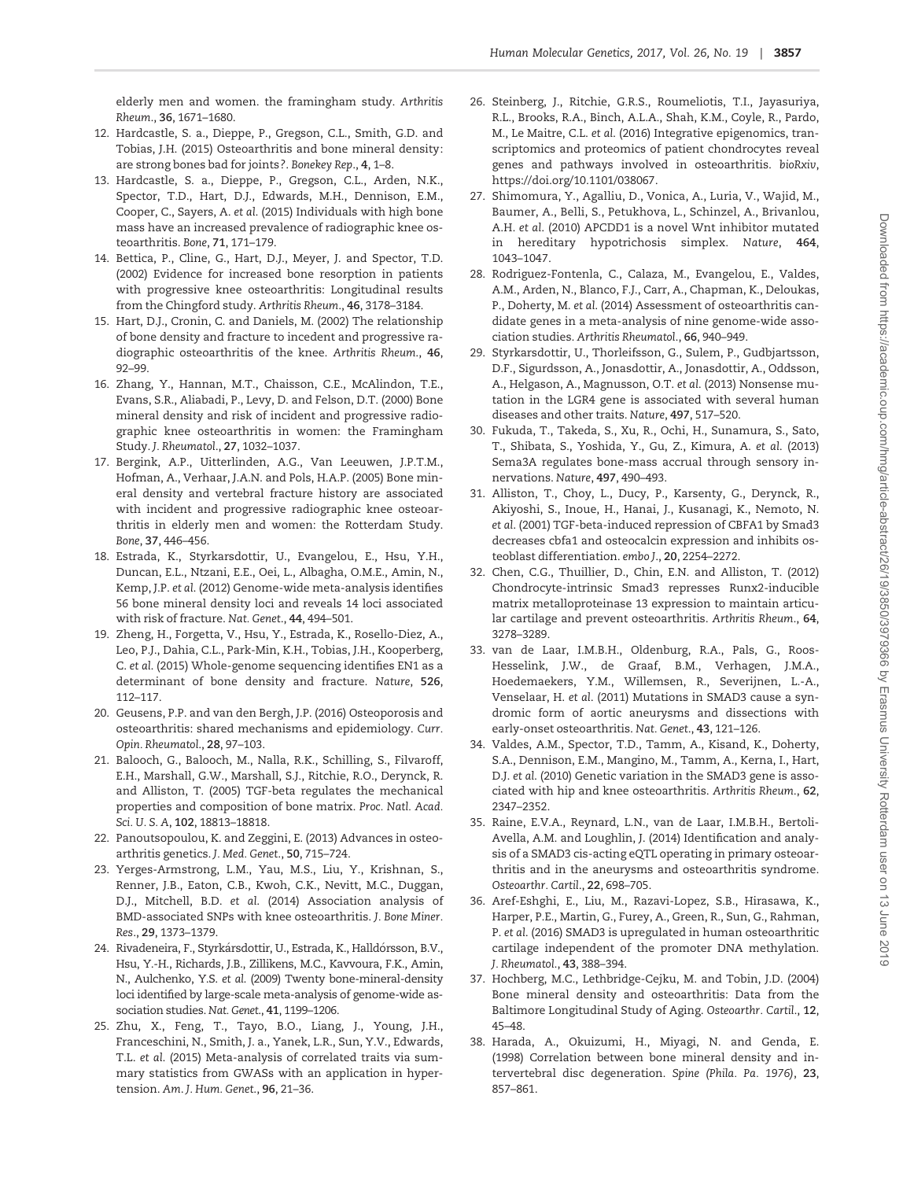elderly men and women. the framingham study. *Arthritis Rheum.*, **36**, 1671–1680.

12. Hardcastle, S. a., Dieppe, P., Gregson, C.L., Smith, G.D. and Tobias, J.H. (2015) Osteoarthritis and bone mineral density: are strong bones bad for joints?. *Bonekey Rep.*, **4**, 1–8.
13. Hardcastle, S. a., Dieppe, P., Gregson, C.L., Arden, N.K., Spector, T.D., Hart, D.J., Edwards, M.H., Dennison, E.M., Cooper, C., Sayers, A. *et al.* (2015) Individuals with high bone mass have an increased prevalence of radiographic knee osteoarthritis. *Bone*, **71**, 171–179.
14. Bettica, P., Cline, G., Hart, D.J., Meyer, J. and Spector, T.D. (2002) Evidence for increased bone resorption in patients with progressive knee osteoarthritis: Longitudinal results from the Chingford study. *Arthritis Rheum.*, **46**, 3178–3184.
15. Hart, D.J., Cronin, C. and Daniels, M. (2002) The relationship of bone density and fracture to incedent and progressive radiographic osteoarthritis of the knee. *Arthritis Rheum.*, **46**, 92–99.
16. Zhang, Y., Hannan, M.T., Chaisson, C.E., McAlindon, T.E., Evans, S.R., Aliabadi, P., Levy, D. and Felson, D.T. (2000) Bone mineral density and risk of incident and progressive radiographic knee osteoarthritis in women: the Framingham Study. *J. Rheumatol.*, **27**, 1032–1037.
17. Bergink, A.P., Uitterlinden, A.G., Van Leeuwen, J.P.T.M., Hofman, A., Verhaar, J.A.N. and Pols, H.A.P. (2005) Bone mineral density and vertebral fracture history are associated with incident and progressive radiographic knee osteoarthritis in elderly men and women: the Rotterdam Study. *Bone*, **37**, 446–456.
18. Estrada, K., Styrkarsdottir, U., Evangelou, E., Hsu, Y.H., Duncan, E.L., Ntzani, E.E., Oei, L., Albagha, O.M.E., Amin, N., Kemp, J.P. *et al.* (2012) Genome-wide meta-analysis identifies 56 bone mineral density loci and reveals 14 loci associated with risk of fracture. *Nat. Genet.*, **44**, 494–501.
19. Zheng, H., Forgetta, V., Hsu, Y., Estrada, K., Rosello-Diez, A., Leo, P.J., Dahia, C.L., Park-Min, K.H., Tobias, J.H., Kooperberg, C. *et al.* (2015) Whole-genome sequencing identifies EN1 as a determinant of bone density and fracture. *Nature*, **526**, 112–117.
20. Geusens, P.P. and van den Bergh, J.P. (2016) Osteoporosis and osteoarthritis: shared mechanisms and epidemiology. *Curr. Opin. Rheumatol.*, **28**, 97–103.
21. Balooch, G., Balooch, M., Nalla, R.K., Schilling, S., Filvaroff, E.H., Marshall, G.W., Marshall, S.J., Ritchie, R.O., Derynck, R. and Alliston, T. (2005) TGF-beta regulates the mechanical properties and composition of bone matrix. *Proc. Natl. Acad. Sci. U. S. A*, **102**, 18813–18818.
22. Panoutsopoulou, K. and Zeggini, E. (2013) Advances in osteoarthritis genetics. *J. Med. Genet.*, **50**, 715–724.
23. Yerges-Armstrong, L.M., Yau, M.S., Liu, Y., Krishnan, S., Renner, J.B., Eaton, C.B., Kwoh, C.K., Nevitt, M.C., Duggan, D.J., Mitchell, B.D. *et al.* (2014) Association analysis of BMD-associated SNPs with knee osteoarthritis. *J. Bone Miner. Res.*, **29**, 1373–1379.
24. Rivadeneira, F., Styrkársdottir, U., Estrada, K., Halldórsson, B.V., Hsu, Y.-H., Richards, J.B., Zillikens, M.C., Kavvoura, F.K., Amin, N., Aulchenko, Y.S. *et al.* (2009) Twenty bone-mineral-density loci identified by large-scale meta-analysis of genome-wide association studies. *Nat. Genet.*, **41**, 1199–1206.
25. Zhu, X., Feng, T., Tayo, B.O., Liang, J., Young, J.H., Franceschini, N., Smith, J. a., Yanek, L.R., Sun, Y.V., Edwards, T.L. *et al.* (2015) Meta-analysis of correlated traits via summary statistics from GWASs with an application in hypertension. *Am. J. Hum. Genet.*, **96**, 21–36.
26. Steinberg, J., Ritchie, G.R.S., Roumeliotis, T.I., Jayasuriya, R.L., Brooks, R.A., Binch, A.L.A., Shah, K.M., Coyle, R., Pardo, M., Le Maitre, C.L. *et al.* (2016) Integrative epigenomics, transcriptomics and proteomics of patient chondrocytes reveal genes and pathways involved in osteoarthritis. *bioRxiv*, https://doi.org/10.1101/038067.
27. Shimomura, Y., Agalliu, D., Vonica, A., Luria, V., Wajid, M., Baumer, A., Belli, S., Petukhova, L., Schinzel, A., Brivanlou, A.H. *et al.* (2010) APCDD1 is a novel Wnt inhibitor mutated in hereditary hypotrichosis simplex. *Nature*, **464**, 1043–1047.
28. Rodriguez-Fontenla, C., Calaza, M., Evangelou, E., Valdes, A.M., Arden, N., Blanco, F.J., Carr, A., Chapman, K., Deloukas, P., Doherty, M. *et al.* (2014) Assessment of osteoarthritis candidate genes in a meta-analysis of nine genome-wide association studies. *Arthritis Rheumatol.*, **66**, 940–949.
29. Styrkarsdottir, U., Thorleifsson, G., Sulem, P., Gudbjartsson, D.F., Sigurdsson, A., Jonasdottir, A., Jonasdottir, A., Oddsson, A., Helgason, A., Magnusson, O.T. *et al.* (2013) Nonsense mutation in the LGR4 gene is associated with several human diseases and other traits. *Nature*, **497**, 517–520.
30. Fukuda, T., Takeda, S., Xu, R., Ochi, H., Sunamura, S., Sato, T., Shibata, S., Yoshida, Y., Gu, Z., Kimura, A. *et al.* (2013) Sema3A regulates bone-mass accrual through sensory innervations. *Nature*, **497**, 490–493.
31. Alliston, T., Choy, L., Ducy, P., Karsenty, G., Derynck, R., Akiyoshi, S., Inoue, H., Hanai, J., Kusanagi, K., Nemoto, N. *et al.* (2001) TGF-beta-induced repression of CBFA1 by Smad3 decreases cbfa1 and osteocalcin expression and inhibits osteoblast differentiation. *embo J.*, **20**, 2254–2272.
32. Chen, C.G., Thuillier, D., Chin, E.N. and Alliston, T. (2012) Chondrocyte-intrinsic Smad3 represses Runx2-inducible matrix metalloproteinase 13 expression to maintain articular cartilage and prevent osteoarthritis. *Arthritis Rheum.*, **64**, 3278–3289.
33. van de Laar, I.M.B.H., Oldenburg, R.A., Pals, G., Roos-Hesselink, J.W., de Graaf, B.M., Verhagen, J.M.A., Hoedemaekers, Y.M., Willemsen, R., Severijnen, L.-A., Venselaar, H. *et al.* (2011) Mutations in SMAD3 cause a syndromic form of aortic aneurysms and dissections with early-onset osteoarthritis. *Nat. Genet.*, **43**, 121–126.
34. Valdes, A.M., Spector, T.D., Tamm, A., Kisand, K., Doherty, S.A., Dennison, E.M., Mangino, M., Tamm, A., Kerna, I., Hart, D.J. *et al.* (2010) Genetic variation in the SMAD3 gene is associated with hip and knee osteoarthritis. *Arthritis Rheum.*, **62**, 2347–2352.
35. Raine, E.V.A., Reynard, L.N., van de Laar, I.M.B.H., Bertoli-Avella, A.M. and Loughlin, J. (2014) Identification and analysis of a SMAD3 cis-acting eQTL operating in primary osteoarthritis and in the aneurysms and osteoarthritis syndrome. *Osteoarthr. Cartil.*, **22**, 698–705.
36. Aref-Eshghi, E., Liu, M., Razavi-Lopez, S.B., Hirasawa, K., Harper, P.E., Martin, G., Furey, A., Green, R., Sun, G., Rahman, P. *et al.* (2016) SMAD3 is upregulated in human osteoarthritic cartilage independent of the promoter DNA methylation. *J. Rheumatol.*, **43**, 388–394.
37. Hochberg, M.C., Lethbridge-Cejku, M. and Tobin, J.D. (2004) Bone mineral density and osteoarthritis: Data from the Baltimore Longitudinal Study of Aging. *Osteoarthr. Cartil.*, **12**, 45–48.
38. Harada, A., Okuizumi, H., Miyagi, N. and Genda, E. (1998) Correlation between bone mineral density and intervertebral disc degeneration. *Spine (Phila. Pa. 1976)*, **23**, 857–861.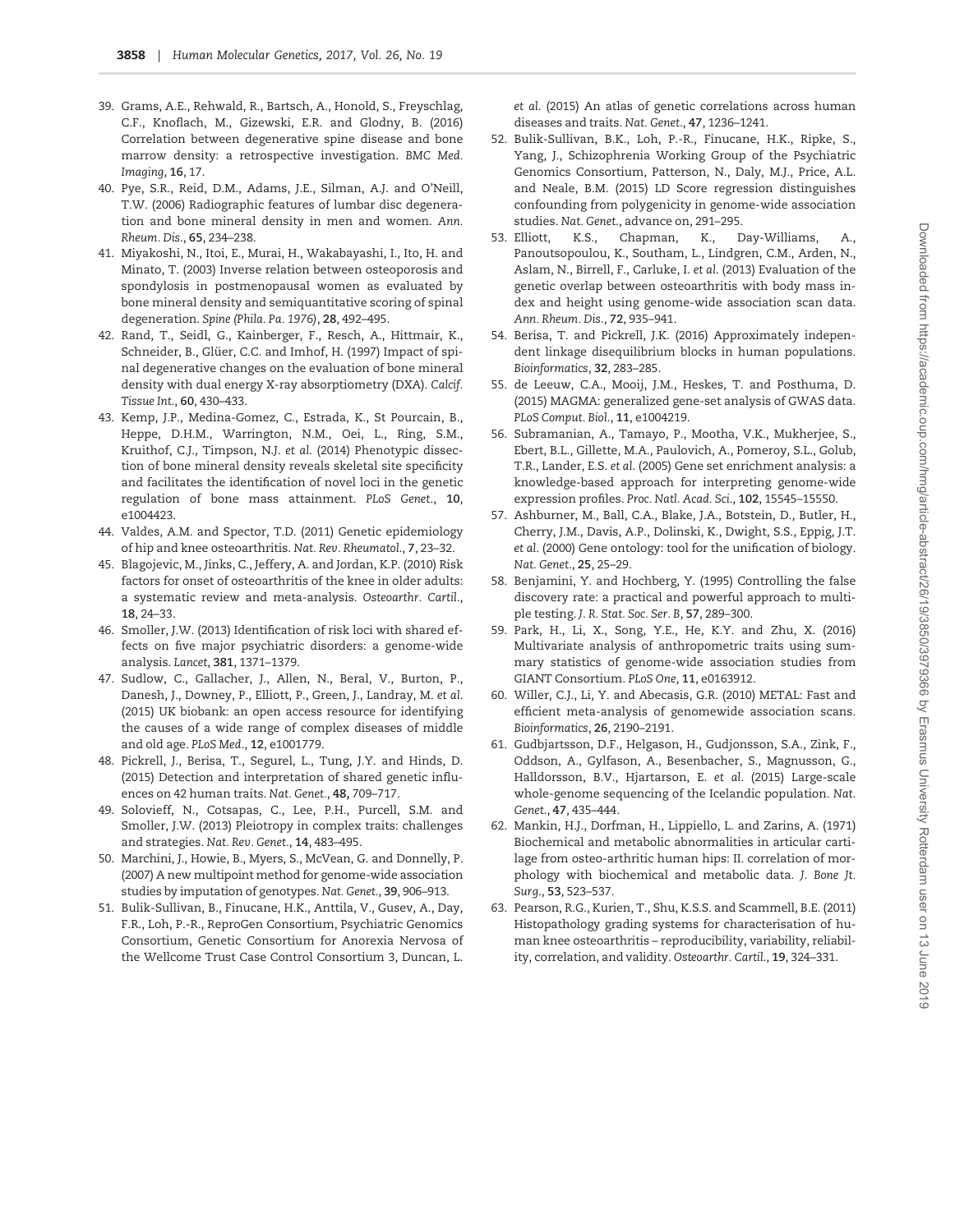39. Grams, A.E., Rehwald, R., Bartsch, A., Honold, S., Freyschlag, C.F., Knoflach, M., Gizewski, E.R. and Glodny, B. (2016) Correlation between degenerative spine disease and bone marrow density: a retrospective investigation. *BMC Med. Imaging*, **16**, 17.
40. Pye, S.R., Reid, D.M., Adams, J.E., Silman, A.J. and O'Neill, T.W. (2006) Radiographic features of lumbar disc degeneration and bone mineral density in men and women. *Ann. Rheum. Dis.*, **65**, 234–238.
41. Miyakoshi, N., Itoi, E., Murai, H., Wakabayashi, I., Ito, H. and Minato, T. (2003) Inverse relation between osteoporosis and spondylosis in postmenopausal women as evaluated by bone mineral density and semiquantitative scoring of spinal degeneration. *Spine (Phila. Pa. 1976)*, **28**, 492–495.
42. Rand, T., Seidl, G., Kainberger, F., Resch, A., Hittmair, K., Schneider, B., Glüer, C.C. and Imhof, H. (1997) Impact of spinal degenerative changes on the evaluation of bone mineral density with dual energy X-ray absorptiometry (DXA). *Calcif. Tissue Int.*, **60**, 430–433.
43. Kemp, J.P., Medina-Gomez, C., Estrada, K., St Pourcain, B., Heppe, D.H.M., Warrington, N.M., Oei, L., Ring, S.M., Kruithof, C.J., Timpson, N.J. *et al.* (2014) Phenotypic dissection of bone mineral density reveals skeletal site specificity and facilitates the identification of novel loci in the genetic regulation of bone mass attainment. *PLoS Genet.*, **10**, e1004423.
44. Valdes, A.M. and Spector, T.D. (2011) Genetic epidemiology of hip and knee osteoarthritis. *Nat. Rev. Rheumatol.*, **7**, 23–32.
45. Blagojevic, M., Jinks, C., Jeffery, A. and Jordan, K.P. (2010) Risk factors for onset of osteoarthritis of the knee in older adults: a systematic review and meta-analysis. *Osteoarthr. Cartil.*, **18**, 24–33.
46. Smoller, J.W. (2013) Identification of risk loci with shared effects on five major psychiatric disorders: a genome-wide analysis. *Lancet*, **381**, 1371–1379.
47. Sudlow, C., Gallacher, J., Allen, N., Beral, V., Burton, P., Danesh, J., Downey, P., Elliott, P., Green, J., Landray, M. *et al.* (2015) UK biobank: an open access resource for identifying the causes of a wide range of complex diseases of middle and old age. *PLoS Med.*, **12**, e1001779.
48. Pickrell, J., Berisa, T., Segurel, L., Tung, J.Y. and Hinds, D. (2015) Detection and interpretation of shared genetic influences on 42 human traits. *Nat. Genet.*, **48,** 709–717.
49. Solovieff, N., Cotsapas, C., Lee, P.H., Purcell, S.M. and Smoller, J.W. (2013) Pleiotropy in complex traits: challenges and strategies. *Nat. Rev. Genet.*, **14**, 483–495.
50. Marchini, J., Howie, B., Myers, S., McVean, G. and Donnelly, P. (2007) A new multipoint method for genome-wide association studies by imputation of genotypes. *Nat. Genet.*, **39**, 906–913.
51. Bulik-Sullivan, B., Finucane, H.K., Anttila, V., Gusev, A., Day, F.R., Loh, P.-R., ReproGen Consortium, Psychiatric Genomics Consortium, Genetic Consortium for Anorexia Nervosa of the Wellcome Trust Case Control Consortium 3, Duncan, L. *et al.* (2015) An atlas of genetic correlations across human diseases and traits. *Nat. Genet.*, **47**, 1236–1241.
52. Bulik-Sullivan, B.K., Loh, P.-R., Finucane, H.K., Ripke, S., Yang, J., Schizophrenia Working Group of the Psychiatric Genomics Consortium, Patterson, N., Daly, M.J., Price, A.L. and Neale, B.M. (2015) LD Score regression distinguishes confounding from polygenicity in genome-wide association studies. *Nat. Genet.*, advance on, 291–295.
53. Elliott, K.S., Chapman, K., Day-Williams, A., Panoutsopoulou, K., Southam, L., Lindgren, C.M., Arden, N., Aslam, N., Birrell, F., Carluke, I. *et al.* (2013) Evaluation of the genetic overlap between osteoarthritis with body mass index and height using genome-wide association scan data. *Ann. Rheum. Dis.*, **72**, 935–941.
54. Berisa, T. and Pickrell, J.K. (2016) Approximately independent linkage disequilibrium blocks in human populations. *Bioinformatics*, **32**, 283–285.
55. de Leeuw, C.A., Mooij, J.M., Heskes, T. and Posthuma, D. (2015) MAGMA: generalized gene-set analysis of GWAS data. *PLoS Comput. Biol.*, **11**, e1004219.
56. Subramanian, A., Tamayo, P., Mootha, V.K., Mukherjee, S., Ebert, B.L., Gillette, M.A., Paulovich, A., Pomeroy, S.L., Golub, T.R., Lander, E.S. *et al.* (2005) Gene set enrichment analysis: a knowledge-based approach for interpreting genome-wide expression profiles. *Proc. Natl. Acad. Sci.*, **102**, 15545–15550.
57. Ashburner, M., Ball, C.A., Blake, J.A., Botstein, D., Butler, H., Cherry, J.M., Davis, A.P., Dolinski, K., Dwight, S.S., Eppig, J.T. *et al.* (2000) Gene ontology: tool for the unification of biology. *Nat. Genet.*, **25**, 25–29.
58. Benjamini, Y. and Hochberg, Y. (1995) Controlling the false discovery rate: a practical and powerful approach to multiple testing. *J. R. Stat. Soc. Ser. B*, **57**, 289–300.
59. Park, H., Li, X., Song, Y.E., He, K.Y. and Zhu, X. (2016) Multivariate analysis of anthropometric traits using summary statistics of genome-wide association studies from GIANT Consortium. *PLoS One*, **11**, e0163912.
60. Willer, C.J., Li, Y. and Abecasis, G.R. (2010) METAL: Fast and efficient meta-analysis of genomewide association scans. *Bioinformatics*, **26**, 2190–2191.
61. Gudbjartsson, D.F., Helgason, H., Gudjonsson, S.A., Zink, F., Oddson, A., Gylfason, A., Besenbacher, S., Magnusson, G., Halldorsson, B.V., Hjartarson, E. *et al.* (2015) Large-scale whole-genome sequencing of the Icelandic population. *Nat. Genet.*, **47**, 435–444.
62. Mankin, H.J., Dorfman, H., Lippiello, L. and Zarins, A. (1971) Biochemical and metabolic abnormalities in articular cartilage from osteo-arthritic human hips: II. correlation of morphology with biochemical and metabolic data. *J. Bone Jt. Surg.*, **53**, 523–537.
63. Pearson, R.G., Kurien, T., Shu, K.S.S. and Scammell, B.E. (2011) Histopathology grading systems for characterisation of human knee osteoarthritis – reproducibility, variability, reliability, correlation, and validity. *Osteoarthr. Cartil.*, **19**, 324–331.